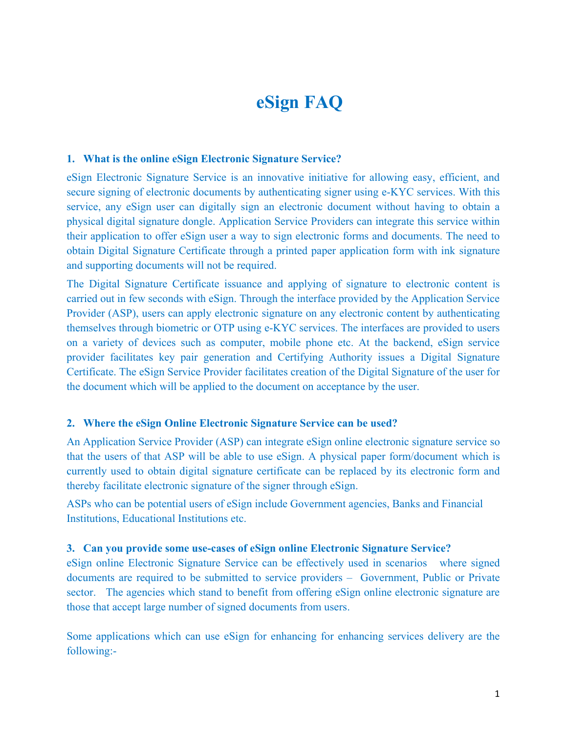# eSign FAQ

### 1. What is the online eSign Electronic Signature Service?

eSign Electronic Signature Service is an innovative initiative for allowing easy, efficient, and secure signing of electronic documents by authenticating signer using e-KYC services. With this service, any eSign user can digitally sign an electronic document without having to obtain a physical digital signature dongle. Application Service Providers can integrate this service within their application to offer eSign user a way to sign electronic forms and documents. The need to obtain Digital Signature Certificate through a printed paper application form with ink signature and supporting documents will not be required.

The Digital Signature Certificate issuance and applying of signature to electronic content is carried out in few seconds with eSign. Through the interface provided by the Application Service Provider (ASP), users can apply electronic signature on any electronic content by authenticating themselves through biometric or OTP using e-KYC services. The interfaces are provided to users on a variety of devices such as computer, mobile phone etc. At the backend, eSign service provider facilitates key pair generation and Certifying Authority issues a Digital Signature Certificate. The eSign Service Provider facilitates creation of the Digital Signature of the user for the document which will be applied to the document on acceptance by the user.

### 2. Where the eSign Online Electronic Signature Service can be used?

An Application Service Provider (ASP) can integrate eSign online electronic signature service so that the users of that ASP will be able to use eSign. A physical paper form/document which is currently used to obtain digital signature certificate can be replaced by its electronic form and thereby facilitate electronic signature of the signer through eSign.

ASPs who can be potential users of eSign include Government agencies, Banks and Financial Institutions, Educational Institutions etc.

### 3. Can you provide some use-cases of eSign online Electronic Signature Service?

eSign online Electronic Signature Service can be effectively used in scenarios where signed documents are required to be submitted to service providers – Government, Public or Private sector. The agencies which stand to benefit from offering eSign online electronic signature are those that accept large number of signed documents from users.

Some applications which can use eSign for enhancing for enhancing services delivery are the following:-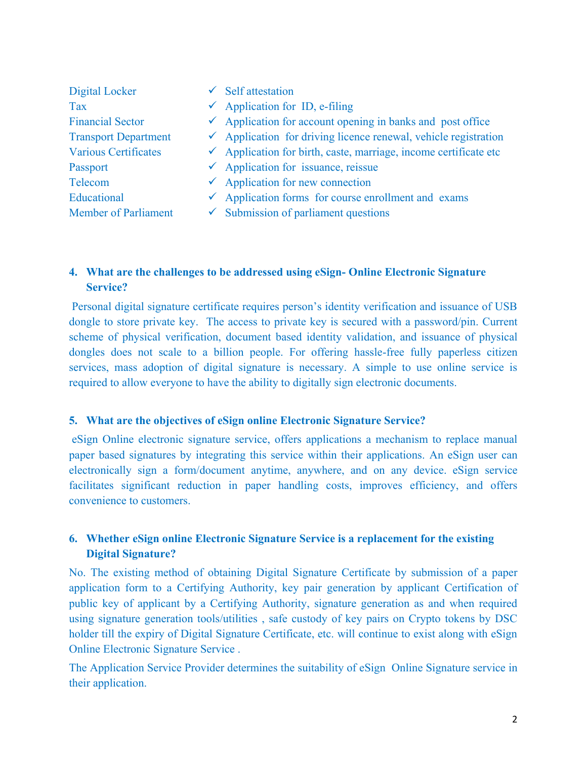| | |
|---|---|
| Digital Locker | ✓ Self attestation |
| Tax | ✓ Application for ID, e-filing |
| Financial Sector | ✓ Application for account opening in banks and post office |
| Transport Department | ✓ Application for driving licence renewal, vehicle registration |
| Various Certificates | ✓ Application for birth, caste, marriage, income certificate etc |
| Passport | ✓ Application for issuance, reissue |
| Telecom | ✓ Application for new connection |
| Educational | ✓ Application forms for course enrollment and exams |
| Member of Parliament | ✓ Submission of parliament questions |

### 4. What are the challenges to be addressed using eSign- Online Electronic Signature Service?

Personal digital signature certificate requires person's identity verification and issuance of USB dongle to store private key. The access to private key is secured with a password/pin. Current scheme of physical verification, document based identity validation, and issuance of physical dongles does not scale to a billion people. For offering hassle-free fully paperless citizen services, mass adoption of digital signature is necessary. A simple to use online service is required to allow everyone to have the ability to digitally sign electronic documents.

### 5. What are the objectives of eSign online Electronic Signature Service?

eSign Online electronic signature service, offers applications a mechanism to replace manual paper based signatures by integrating this service within their applications. An eSign user can electronically sign a form/document anytime, anywhere, and on any device. eSign service facilitates significant reduction in paper handling costs, improves efficiency, and offers convenience to customers.

### 6. Whether eSign online Electronic Signature Service is a replacement for the existing Digital Signature?

No. The existing method of obtaining Digital Signature Certificate by submission of a paper application form to a Certifying Authority, key pair generation by applicant Certification of public key of applicant by a Certifying Authority, signature generation as and when required using signature generation tools/utilities , safe custody of key pairs on Crypto tokens by DSC holder till the expiry of Digital Signature Certificate, etc. will continue to exist along with eSign Online Electronic Signature Service .

The Application Service Provider determines the suitability of eSign Online Signature service in their application.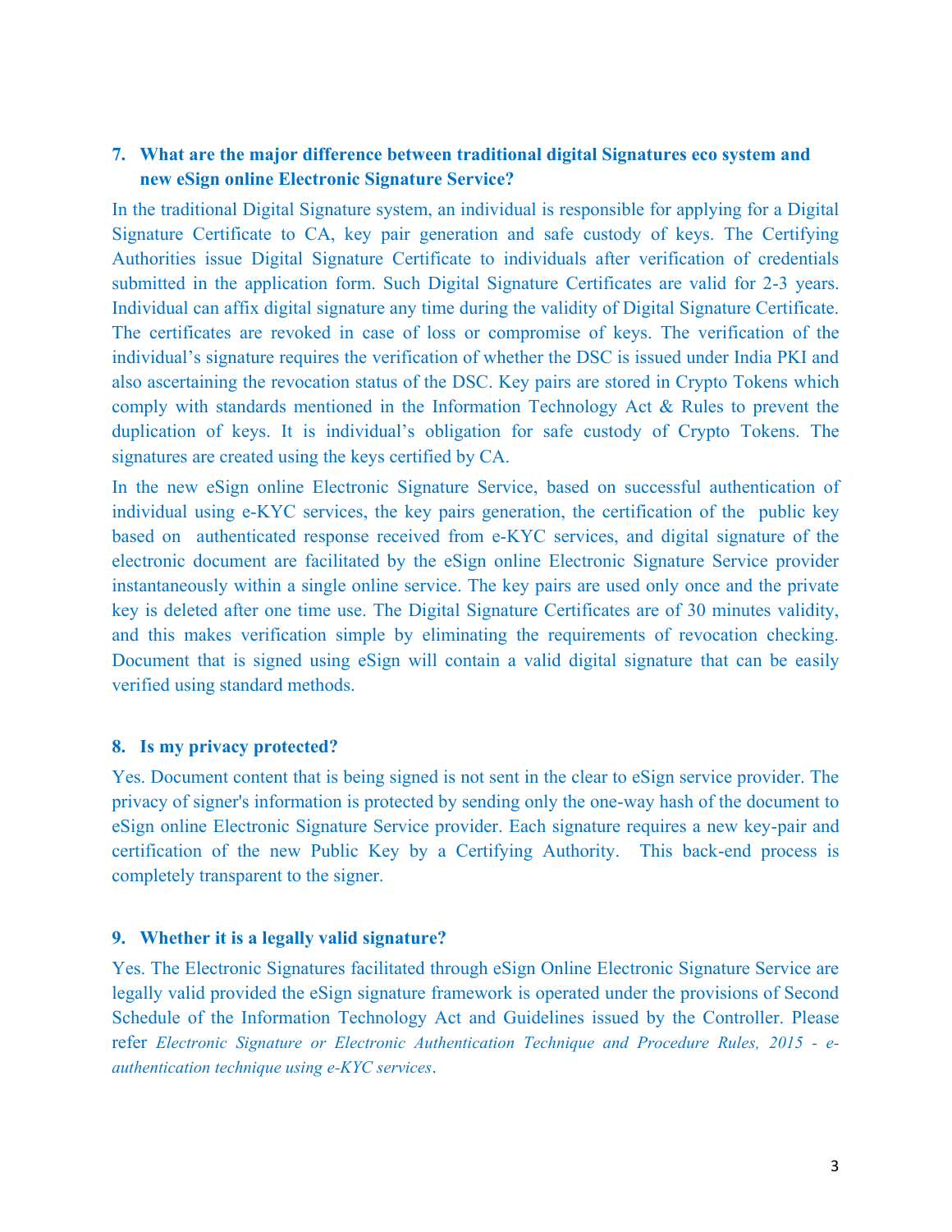### 7. What are the major difference between traditional digital Signatures eco system and new eSign online Electronic Signature Service?

In the traditional Digital Signature system, an individual is responsible for applying for a Digital Signature Certificate to CA, key pair generation and safe custody of keys. The Certifying Authorities issue Digital Signature Certificate to individuals after verification of credentials submitted in the application form. Such Digital Signature Certificates are valid for 2-3 years. Individual can affix digital signature any time during the validity of Digital Signature Certificate. The certificates are revoked in case of loss or compromise of keys. The verification of the individual's signature requires the verification of whether the DSC is issued under India PKI and also ascertaining the revocation status of the DSC. Key pairs are stored in Crypto Tokens which comply with standards mentioned in the Information Technology Act & Rules to prevent the duplication of keys. It is individual's obligation for safe custody of Crypto Tokens. The signatures are created using the keys certified by CA.

In the new eSign online Electronic Signature Service, based on successful authentication of individual using e-KYC services, the key pairs generation, the certification of the public key based on authenticated response received from e-KYC services, and digital signature of the electronic document are facilitated by the eSign online Electronic Signature Service provider instantaneously within a single online service. The key pairs are used only once and the private key is deleted after one time use. The Digital Signature Certificates are of 30 minutes validity, and this makes verification simple by eliminating the requirements of revocation checking. Document that is signed using eSign will contain a valid digital signature that can be easily verified using standard methods.

### 8. Is my privacy protected?

Yes. Document content that is being signed is not sent in the clear to eSign service provider. The privacy of signer's information is protected by sending only the one-way hash of the document to eSign online Electronic Signature Service provider. Each signature requires a new key-pair and certification of the new Public Key by a Certifying Authority. This back-end process is completely transparent to the signer.

### 9. Whether it is a legally valid signature?

Yes. The Electronic Signatures facilitated through eSign Online Electronic Signature Service are legally valid provided the eSign signature framework is operated under the provisions of Second Schedule of the Information Technology Act and Guidelines issued by the Controller. Please refer *Electronic Signature or Electronic Authentication Technique and Procedure Rules, 2015 - e-authentication technique using e-KYC services*.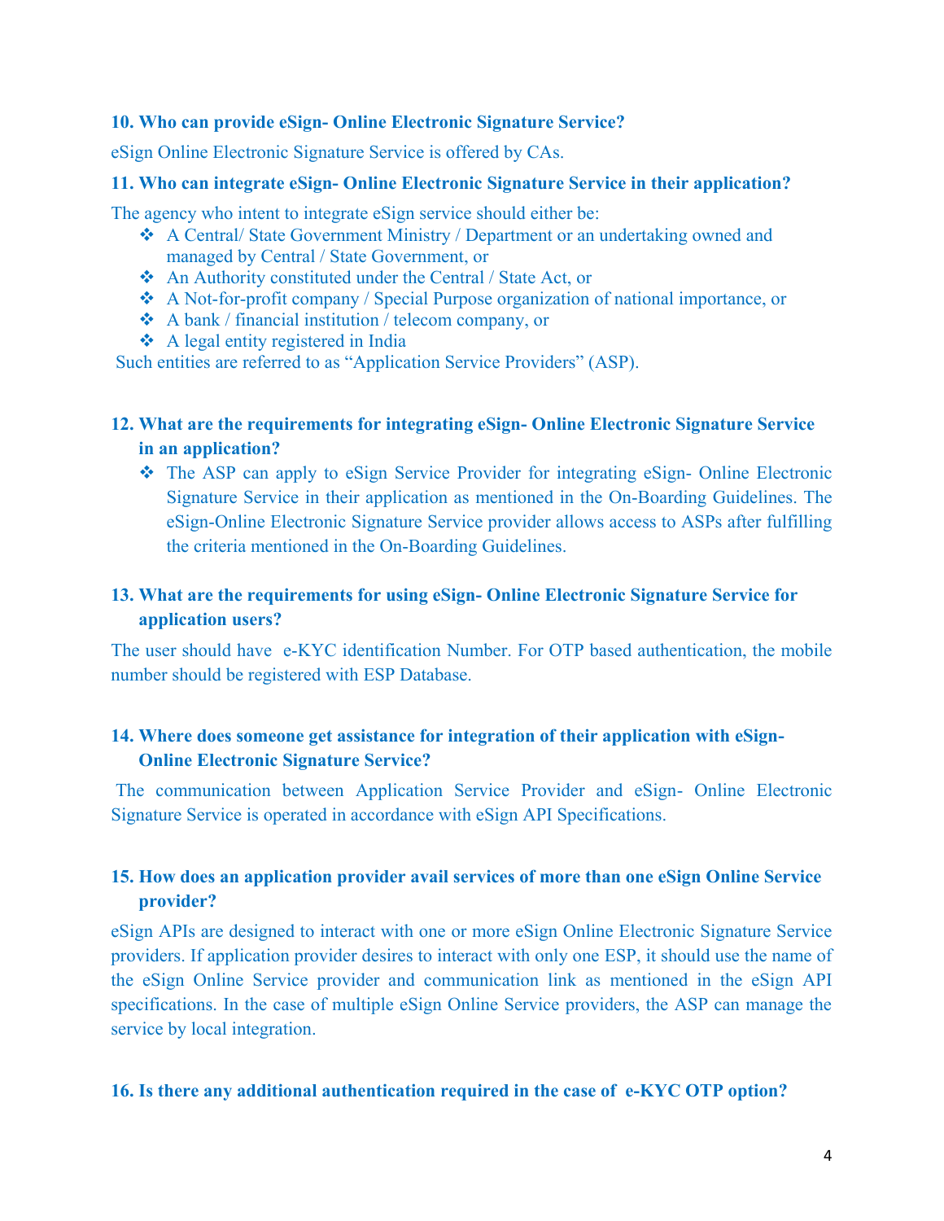### 10. Who can provide eSign- Online Electronic Signature Service?

eSign Online Electronic Signature Service is offered by CAs.

### 11. Who can integrate eSign- Online Electronic Signature Service in their application?

The agency who intent to integrate eSign service should either be:

- A Central/ State Government Ministry / Department or an undertaking owned and managed by Central / State Government, or
- An Authority constituted under the Central / State Act, or
- A Not-for-profit company / Special Purpose organization of national importance, or
- A bank / financial institution / telecom company, or
- A legal entity registered in India

Such entities are referred to as "Application Service Providers" (ASP).

### 12. What are the requirements for integrating eSign- Online Electronic Signature Service in an application?

- The ASP can apply to eSign Service Provider for integrating eSign- Online Electronic Signature Service in their application as mentioned in the On-Boarding Guidelines. The eSign-Online Electronic Signature Service provider allows access to ASPs after fulfilling the criteria mentioned in the On-Boarding Guidelines.

### 13. What are the requirements for using eSign- Online Electronic Signature Service for application users?

The user should have e-KYC identification Number. For OTP based authentication, the mobile number should be registered with ESP Database.

### 14. Where does someone get assistance for integration of their application with eSign- Online Electronic Signature Service?

The communication between Application Service Provider and eSign- Online Electronic Signature Service is operated in accordance with eSign API Specifications.

### 15. How does an application provider avail services of more than one eSign Online Service provider?

eSign APIs are designed to interact with one or more eSign Online Electronic Signature Service providers. If application provider desires to interact with only one ESP, it should use the name of the eSign Online Service provider and communication link as mentioned in the eSign API specifications. In the case of multiple eSign Online Service providers, the ASP can manage the service by local integration.

### 16. Is there any additional authentication required in the case of e-KYC OTP option?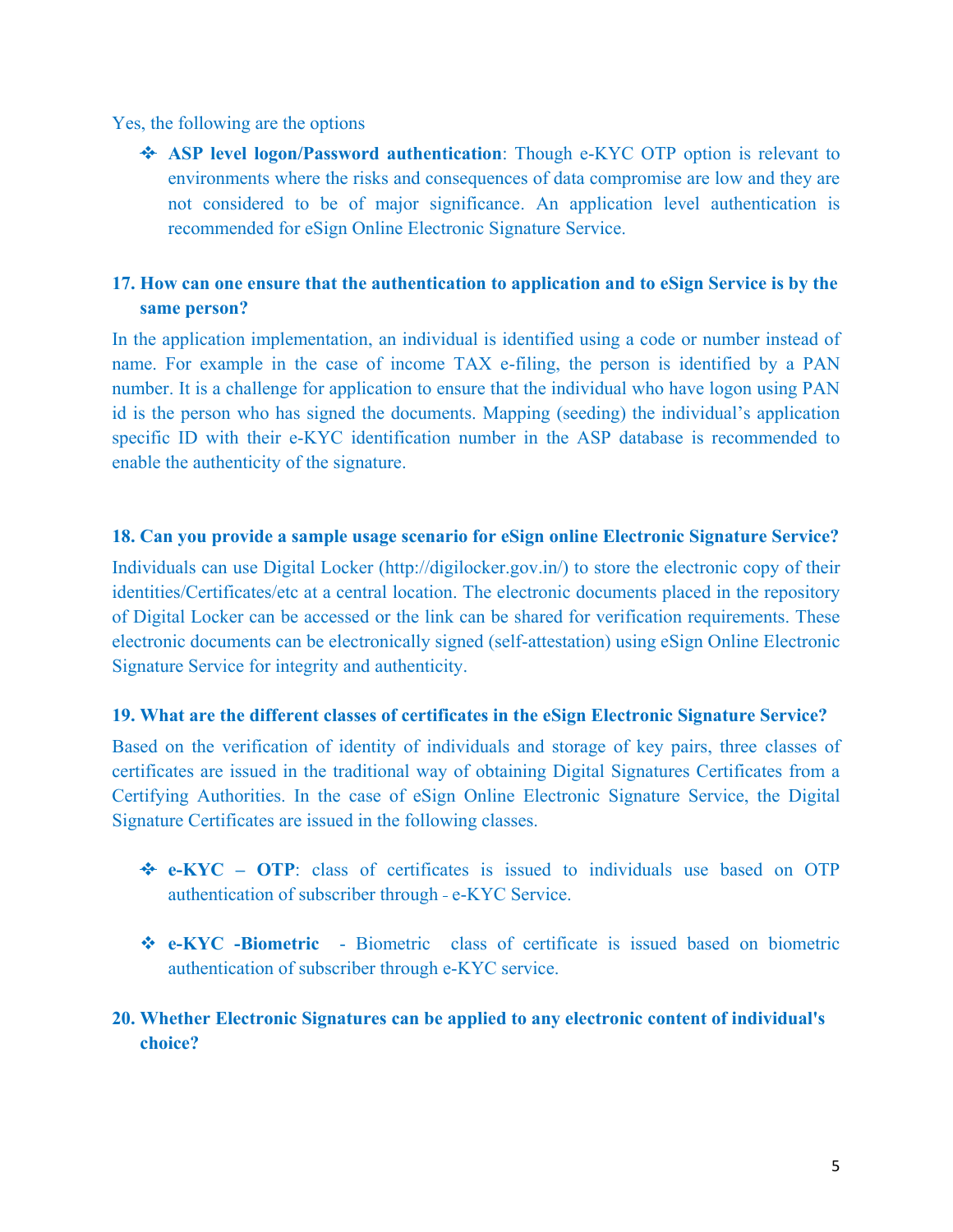Yes, the following are the options

- **ASP level logon/Password authentication**: Though e-KYC OTP option is relevant to environments where the risks and consequences of data compromise are low and they are not considered to be of major significance. An application level authentication is recommended for eSign Online Electronic Signature Service.

**17. How can one ensure that the authentication to application and to eSign Service is by the same person?**

In the application implementation, an individual is identified using a code or number instead of name. For example in the case of income TAX e-filing, the person is identified by a PAN number. It is a challenge for application to ensure that the individual who have logon using PAN id is the person who has signed the documents. Mapping (seeding) the individual's application specific ID with their e-KYC identification number in the ASP database is recommended to enable the authenticity of the signature.

**18. Can you provide a sample usage scenario for eSign online Electronic Signature Service?**

Individuals can use Digital Locker (http://digilocker.gov.in/) to store the electronic copy of their identities/Certificates/etc at a central location. The electronic documents placed in the repository of Digital Locker can be accessed or the link can be shared for verification requirements. These electronic documents can be electronically signed (self-attestation) using eSign Online Electronic Signature Service for integrity and authenticity.

**19. What are the different classes of certificates in the eSign Electronic Signature Service?**

Based on the verification of identity of individuals and storage of key pairs, three classes of certificates are issued in the traditional way of obtaining Digital Signatures Certificates from a Certifying Authorities. In the case of eSign Online Electronic Signature Service, the Digital Signature Certificates are issued in the following classes.

- **e-KYC – OTP**: class of certificates is issued to individuals use based on OTP authentication of subscriber through - e-KYC Service.

- **e-KYC -Biometric** - Biometric class of certificate is issued based on biometric authentication of subscriber through e-KYC service.

**20. Whether Electronic Signatures can be applied to any electronic content of individual's choice?**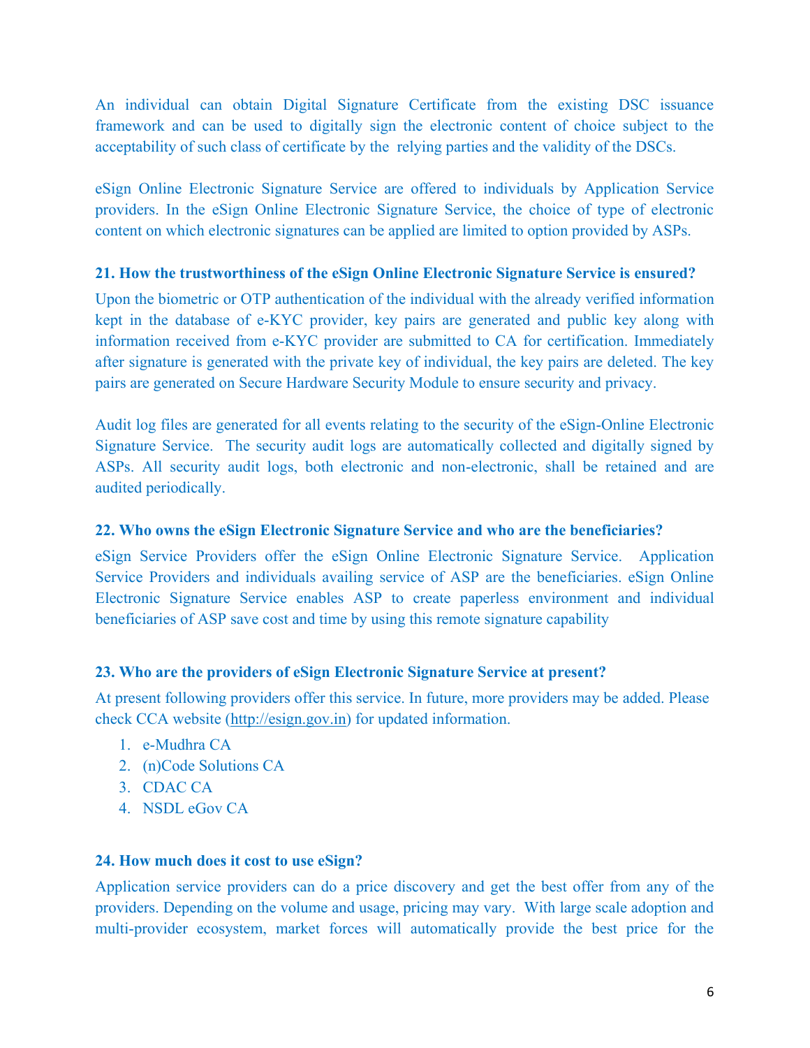An individual can obtain Digital Signature Certificate from the existing DSC issuance framework and can be used to digitally sign the electronic content of choice subject to the acceptability of such class of certificate by the relying parties and the validity of the DSCs.

eSign Online Electronic Signature Service are offered to individuals by Application Service providers. In the eSign Online Electronic Signature Service, the choice of type of electronic content on which electronic signatures can be applied are limited to option provided by ASPs.

**21. How the trustworthiness of the eSign Online Electronic Signature Service is ensured?**

Upon the biometric or OTP authentication of the individual with the already verified information kept in the database of e-KYC provider, key pairs are generated and public key along with information received from e-KYC provider are submitted to CA for certification. Immediately after signature is generated with the private key of individual, the key pairs are deleted. The key pairs are generated on Secure Hardware Security Module to ensure security and privacy.

Audit log files are generated for all events relating to the security of the eSign-Online Electronic Signature Service. The security audit logs are automatically collected and digitally signed by ASPs. All security audit logs, both electronic and non-electronic, shall be retained and are audited periodically.

**22. Who owns the eSign Electronic Signature Service and who are the beneficiaries?**

eSign Service Providers offer the eSign Online Electronic Signature Service. Application Service Providers and individuals availing service of ASP are the beneficiaries. eSign Online Electronic Signature Service enables ASP to create paperless environment and individual beneficiaries of ASP save cost and time by using this remote signature capability

**23. Who are the providers of eSign Electronic Signature Service at present?**

At present following providers offer this service. In future, more providers may be added. Please check CCA website (http://esign.gov.in) for updated information.

1. e-Mudhra CA
2. (n)Code Solutions CA
3. CDAC CA
4. NSDL eGov CA

**24. How much does it cost to use eSign?**

Application service providers can do a price discovery and get the best offer from any of the providers. Depending on the volume and usage, pricing may vary. With large scale adoption and multi-provider ecosystem, market forces will automatically provide the best price for the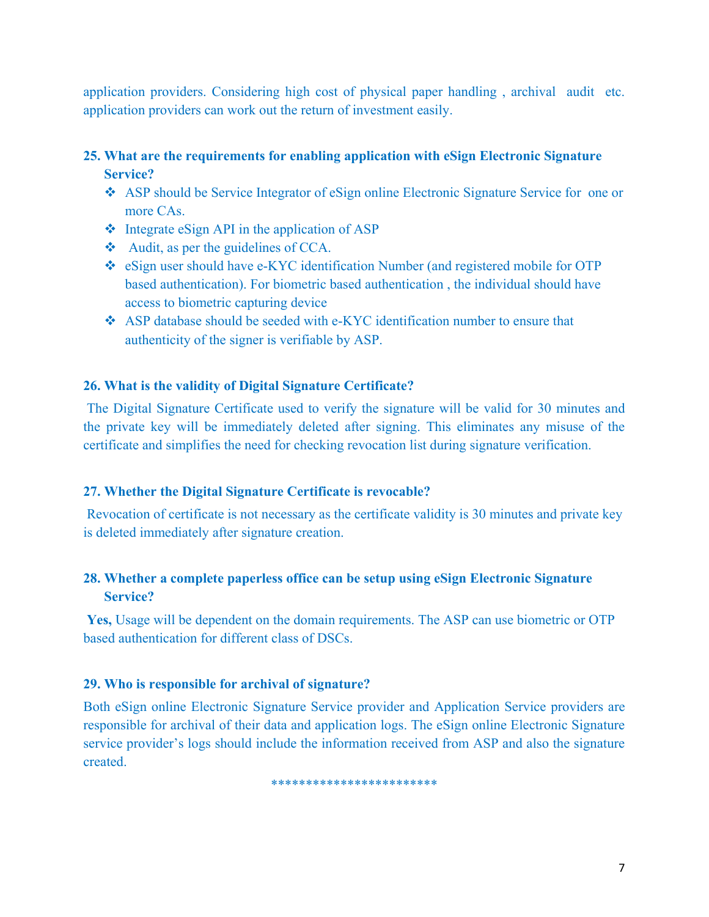application providers. Considering high cost of physical paper handling , archival audit etc. application providers can work out the return of investment easily.

**25. What are the requirements for enabling application with eSign Electronic Signature Service?**

- ASP should be Service Integrator of eSign online Electronic Signature Service for one or more CAs.
- Integrate eSign API in the application of ASP
- Audit, as per the guidelines of CCA.
- eSign user should have e-KYC identification Number (and registered mobile for OTP based authentication). For biometric based authentication , the individual should have access to biometric capturing device
- ASP database should be seeded with e-KYC identification number to ensure that authenticity of the signer is verifiable by ASP.

**26. What is the validity of Digital Signature Certificate?**

The Digital Signature Certificate used to verify the signature will be valid for 30 minutes and the private key will be immediately deleted after signing. This eliminates any misuse of the certificate and simplifies the need for checking revocation list during signature verification.

**27. Whether the Digital Signature Certificate is revocable?**

Revocation of certificate is not necessary as the certificate validity is 30 minutes and private key is deleted immediately after signature creation.

**28. Whether a complete paperless office can be setup using eSign Electronic Signature Service?**

**Yes,** Usage will be dependent on the domain requirements. The ASP can use biometric or OTP based authentication for different class of DSCs.

**29. Who is responsible for archival of signature?**

Both eSign online Electronic Signature Service provider and Application Service providers are responsible for archival of their data and application logs. The eSign online Electronic Signature service provider's logs should include the information received from ASP and also the signature created.

***********************